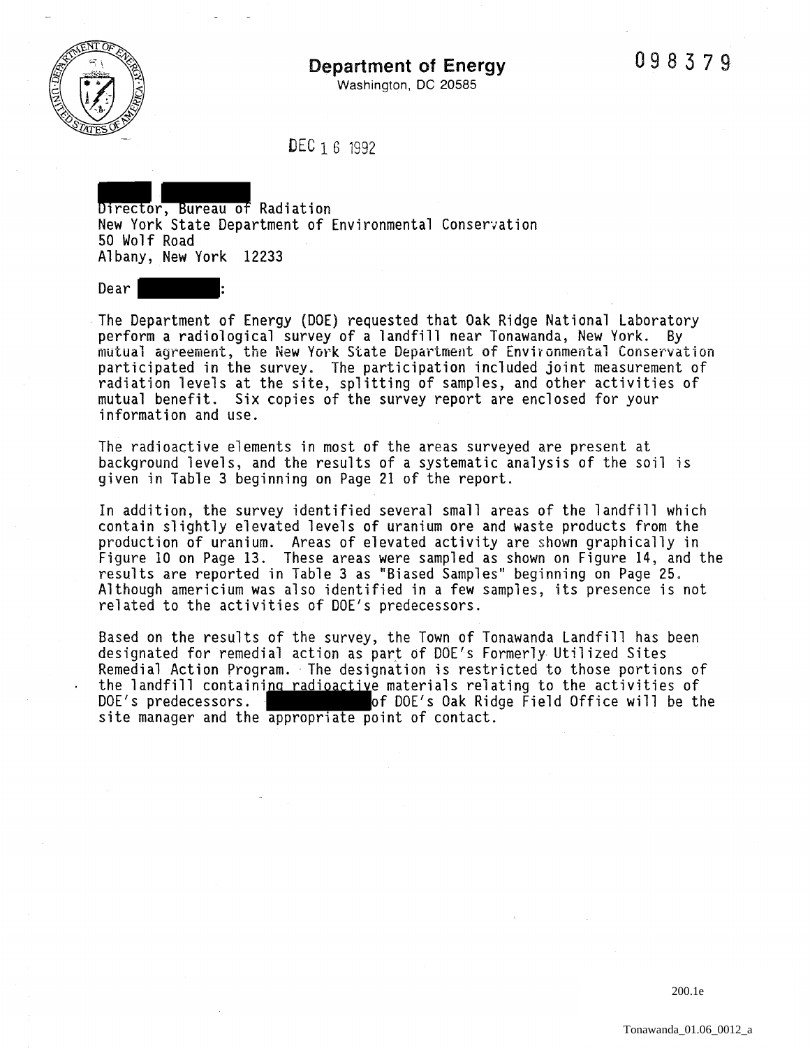# Department of Energy

Washington, DC 20585

098379

DEC 16 1992

Director, Bureau of Radiation
New York State Department of Environmental Conservation
50 Wolf Road
Albany, New York 12233

Dear :

The Department of Energy (DOE) requested that Oak Ridge National Laboratory perform a radiological survey of a landfill near Tonawanda, New York. By mutual agreement, the New York State Department of Environmental Conservation participated in the survey. The participation included joint measurement of radiation levels at the site, splitting of samples, and other activities of mutual benefit. Six copies of the survey report are enclosed for your information and use.

The radioactive elements in most of the areas surveyed are present at background levels, and the results of a systematic analysis of the soil is given in Table 3 beginning on Page 21 of the report.

In addition, the survey identified several small areas of the landfill which contain slightly elevated levels of uranium ore and waste products from the production of uranium. Areas of elevated activity are shown graphically in Figure 10 on Page 13. These areas were sampled as shown on Figure 14, and the results are reported in Table 3 as "Biased Samples" beginning on Page 25. Although americium was also identified in a few samples, its presence is not related to the activities of DOE's predecessors.

Based on the results of the survey, the Town of Tonawanda Landfill has been designated for remedial action as part of DOE's Formerly Utilized Sites Remedial Action Program. The designation is restricted to those portions of the landfill containing radioactive materials relating to the activities of DOE's predecessors. of DOE's Oak Ridge Field Office will be the site manager and the appropriate point of contact.

200.1e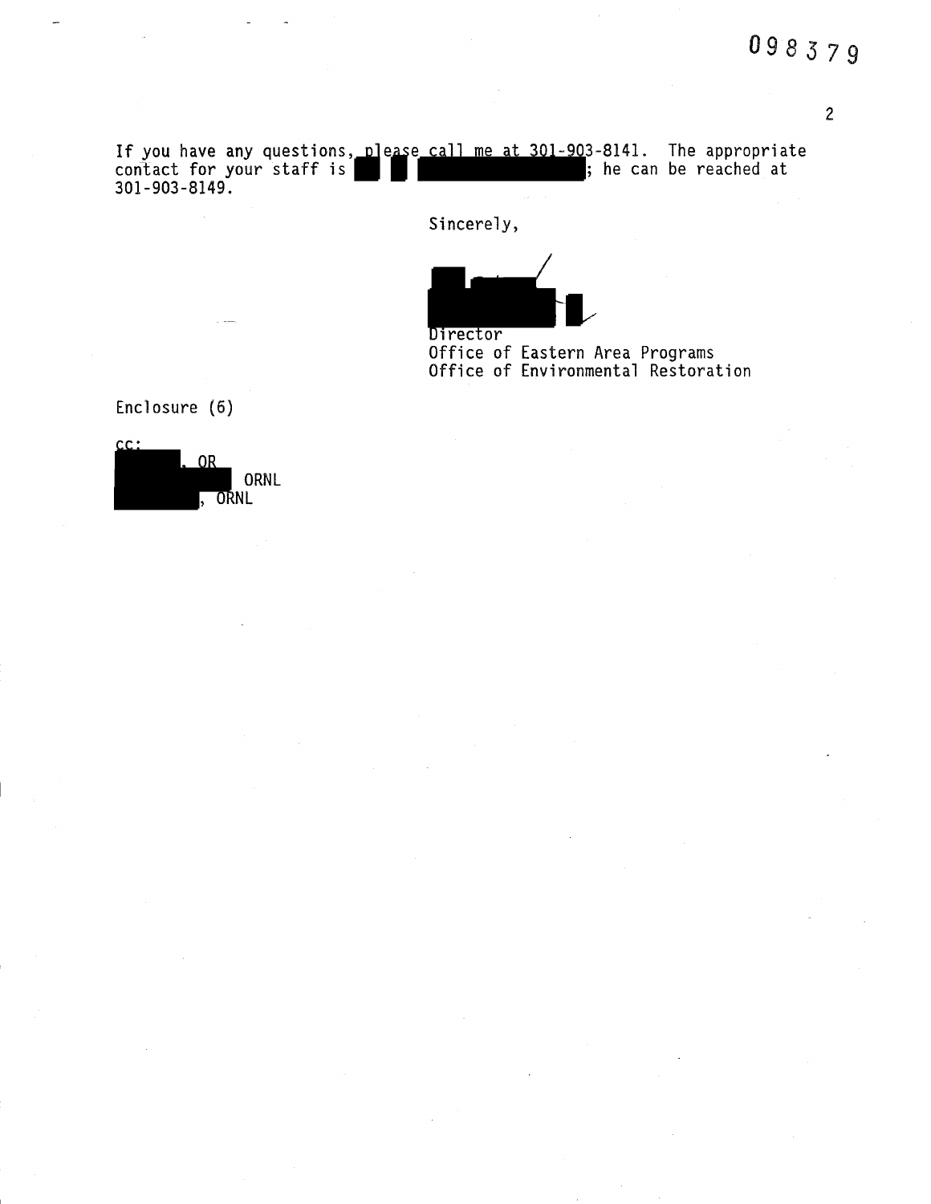098379

If you have any questions, please call me at 301-903-8141. The appropriate contact for your staff is ; he can be reached at 301-903-8149.

Sincerely,

Director
Office of Eastern Area Programs
Office of Environmental Restoration

Enclosure (6)

cc:
, OR
ORNL
, ORNL